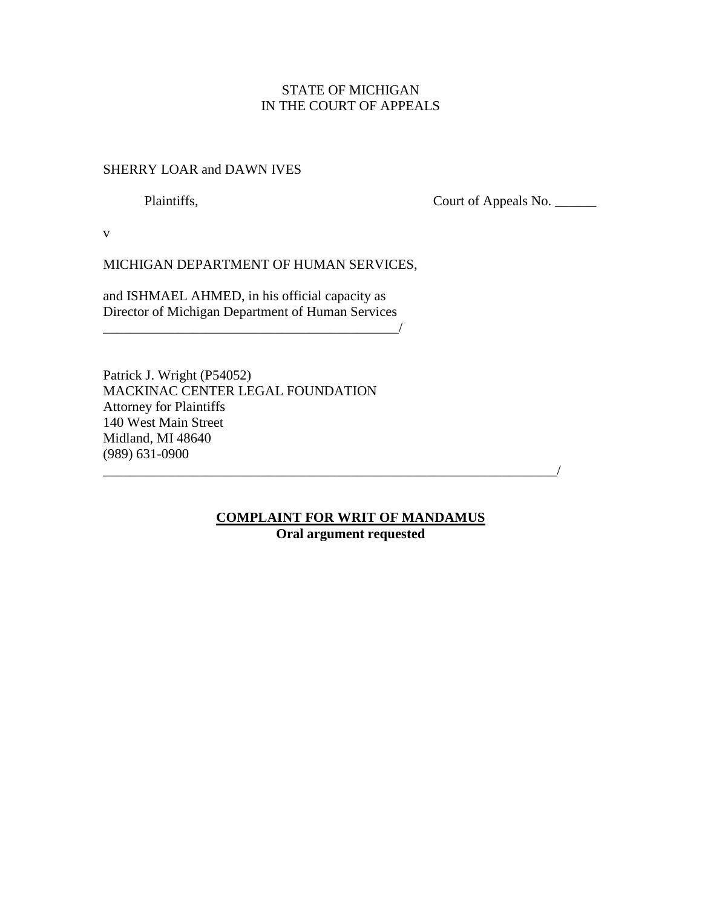STATE OF MICHIGAN
IN THE COURT OF APPEALS

SHERRY LOAR and DAWN IVES

Plaintiffs, Court of Appeals No. ______

v

MICHIGAN DEPARTMENT OF HUMAN SERVICES,

and ISHMAEL AHMED, in his official capacity as
Director of Michigan Department of Human Services
_____________________________________________/

Patrick J. Wright (P54052)
MACKINAC CENTER LEGAL FOUNDATION
Attorney for Plaintiffs
140 West Main Street
Midland, MI 48640
(989) 631-0900
____________________________________________________________________/

**COMPLAINT FOR WRIT OF MANDAMUS**

**Oral argument requested**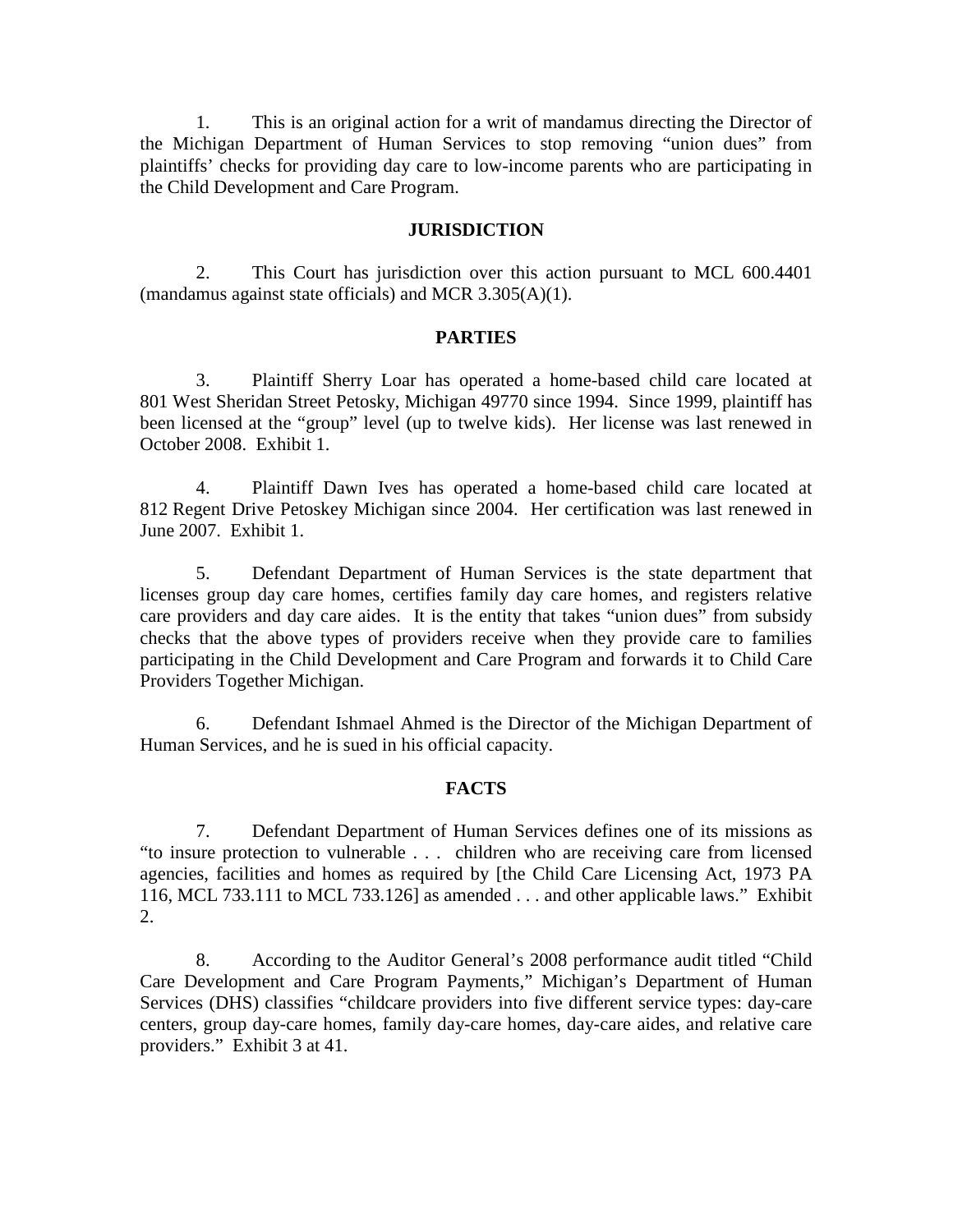1. This is an original action for a writ of mandamus directing the Director of the Michigan Department of Human Services to stop removing "union dues" from plaintiffs' checks for providing day care to low-income parents who are participating in the Child Development and Care Program.

## JURISDICTION

2. This Court has jurisdiction over this action pursuant to MCL 600.4401 (mandamus against state officials) and MCR 3.305(A)(1).

## PARTIES

3. Plaintiff Sherry Loar has operated a home-based child care located at 801 West Sheridan Street Petosky, Michigan 49770 since 1994. Since 1999, plaintiff has been licensed at the "group" level (up to twelve kids). Her license was last renewed in October 2008. Exhibit 1.

4. Plaintiff Dawn Ives has operated a home-based child care located at 812 Regent Drive Petoskey Michigan since 2004. Her certification was last renewed in June 2007. Exhibit 1.

5. Defendant Department of Human Services is the state department that licenses group day care homes, certifies family day care homes, and registers relative care providers and day care aides. It is the entity that takes "union dues" from subsidy checks that the above types of providers receive when they provide care to families participating in the Child Development and Care Program and forwards it to Child Care Providers Together Michigan.

6. Defendant Ishmael Ahmed is the Director of the Michigan Department of Human Services, and he is sued in his official capacity.

## FACTS

7. Defendant Department of Human Services defines one of its missions as "to insure protection to vulnerable . . . children who are receiving care from licensed agencies, facilities and homes as required by [the Child Care Licensing Act, 1973 PA 116, MCL 733.111 to MCL 733.126] as amended . . . and other applicable laws." Exhibit 2.

8. According to the Auditor General's 2008 performance audit titled "Child Care Development and Care Program Payments," Michigan's Department of Human Services (DHS) classifies "childcare providers into five different service types: day-care centers, group day-care homes, family day-care homes, day-care aides, and relative care providers." Exhibit 3 at 41.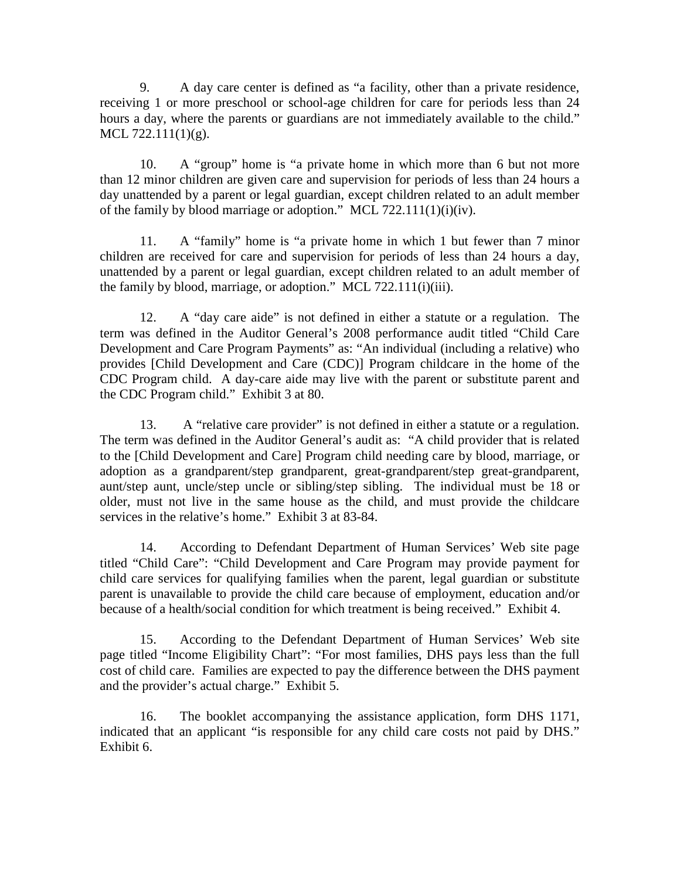9. A day care center is defined as "a facility, other than a private residence, receiving 1 or more preschool or school-age children for care for periods less than 24 hours a day, where the parents or guardians are not immediately available to the child." MCL 722.111(1)(g).

10. A "group" home is "a private home in which more than 6 but not more than 12 minor children are given care and supervision for periods of less than 24 hours a day unattended by a parent or legal guardian, except children related to an adult member of the family by blood marriage or adoption." MCL 722.111(1)(i)(iv).

11. A "family" home is "a private home in which 1 but fewer than 7 minor children are received for care and supervision for periods of less than 24 hours a day, unattended by a parent or legal guardian, except children related to an adult member of the family by blood, marriage, or adoption." MCL 722.111(i)(iii).

12. A "day care aide" is not defined in either a statute or a regulation. The term was defined in the Auditor General's 2008 performance audit titled "Child Care Development and Care Program Payments" as: "An individual (including a relative) who provides [Child Development and Care (CDC)] Program childcare in the home of the CDC Program child. A day-care aide may live with the parent or substitute parent and the CDC Program child." Exhibit 3 at 80.

13. A "relative care provider" is not defined in either a statute or a regulation. The term was defined in the Auditor General's audit as: "A child provider that is related to the [Child Development and Care] Program child needing care by blood, marriage, or adoption as a grandparent/step grandparent, great-grandparent/step great-grandparent, aunt/step aunt, uncle/step uncle or sibling/step sibling. The individual must be 18 or older, must not live in the same house as the child, and must provide the childcare services in the relative's home." Exhibit 3 at 83-84.

14. According to Defendant Department of Human Services' Web site page titled "Child Care": "Child Development and Care Program may provide payment for child care services for qualifying families when the parent, legal guardian or substitute parent is unavailable to provide the child care because of employment, education and/or because of a health/social condition for which treatment is being received." Exhibit 4.

15. According to the Defendant Department of Human Services' Web site page titled "Income Eligibility Chart": "For most families, DHS pays less than the full cost of child care. Families are expected to pay the difference between the DHS payment and the provider's actual charge." Exhibit 5.

16. The booklet accompanying the assistance application, form DHS 1171, indicated that an applicant "is responsible for any child care costs not paid by DHS." Exhibit 6.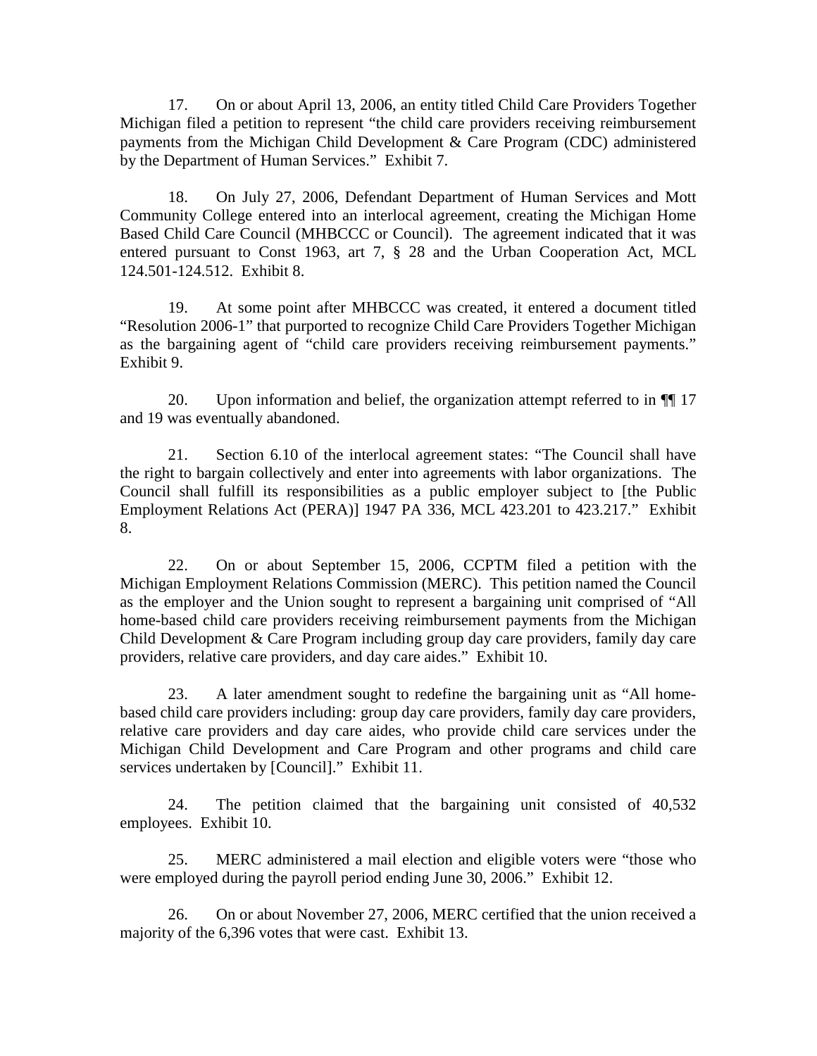17. On or about April 13, 2006, an entity titled Child Care Providers Together Michigan filed a petition to represent "the child care providers receiving reimbursement payments from the Michigan Child Development & Care Program (CDC) administered by the Department of Human Services." Exhibit 7.

18. On July 27, 2006, Defendant Department of Human Services and Mott Community College entered into an interlocal agreement, creating the Michigan Home Based Child Care Council (MHBCCC or Council). The agreement indicated that it was entered pursuant to Const 1963, art 7, § 28 and the Urban Cooperation Act, MCL 124.501-124.512. Exhibit 8.

19. At some point after MHBCCC was created, it entered a document titled "Resolution 2006-1" that purported to recognize Child Care Providers Together Michigan as the bargaining agent of "child care providers receiving reimbursement payments." Exhibit 9.

20. Upon information and belief, the organization attempt referred to in ¶¶ 17 and 19 was eventually abandoned.

21. Section 6.10 of the interlocal agreement states: "The Council shall have the right to bargain collectively and enter into agreements with labor organizations. The Council shall fulfill its responsibilities as a public employer subject to [the Public Employment Relations Act (PERA)] 1947 PA 336, MCL 423.201 to 423.217." Exhibit 8.

22. On or about September 15, 2006, CCPTM filed a petition with the Michigan Employment Relations Commission (MERC). This petition named the Council as the employer and the Union sought to represent a bargaining unit comprised of "All home-based child care providers receiving reimbursement payments from the Michigan Child Development & Care Program including group day care providers, family day care providers, relative care providers, and day care aides." Exhibit 10.

23. A later amendment sought to redefine the bargaining unit as "All home-based child care providers including: group day care providers, family day care providers, relative care providers and day care aides, who provide child care services under the Michigan Child Development and Care Program and other programs and child care services undertaken by [Council]." Exhibit 11.

24. The petition claimed that the bargaining unit consisted of 40,532 employees. Exhibit 10.

25. MERC administered a mail election and eligible voters were "those who were employed during the payroll period ending June 30, 2006." Exhibit 12.

26. On or about November 27, 2006, MERC certified that the union received a majority of the 6,396 votes that were cast. Exhibit 13.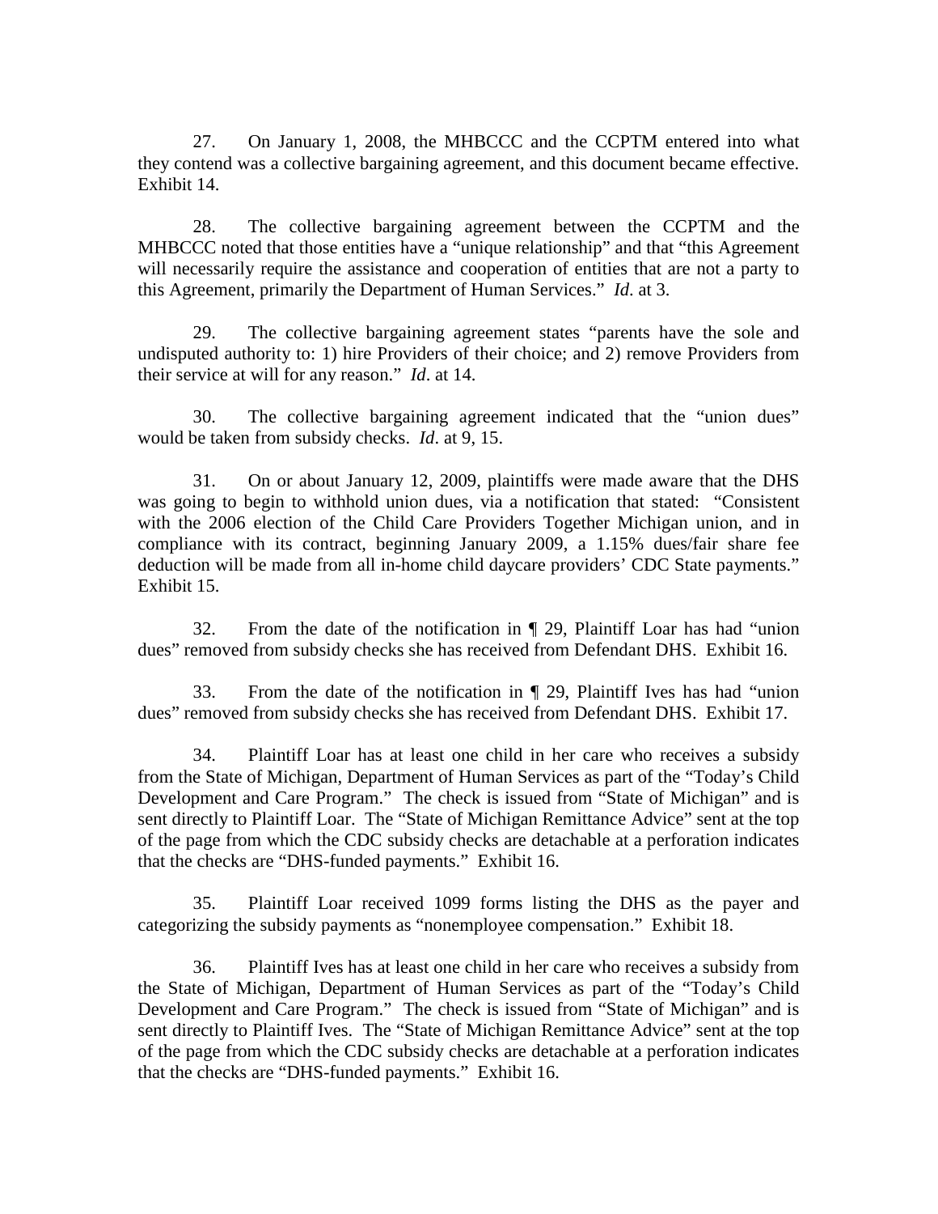27. On January 1, 2008, the MHBCCC and the CCPTM entered into what they contend was a collective bargaining agreement, and this document became effective. Exhibit 14.

28. The collective bargaining agreement between the CCPTM and the MHBCCC noted that those entities have a "unique relationship" and that "this Agreement will necessarily require the assistance and cooperation of entities that are not a party to this Agreement, primarily the Department of Human Services." *Id*. at 3.

29. The collective bargaining agreement states "parents have the sole and undisputed authority to: 1) hire Providers of their choice; and 2) remove Providers from their service at will for any reason." *Id*. at 14.

30. The collective bargaining agreement indicated that the "union dues" would be taken from subsidy checks. *Id*. at 9, 15.

31. On or about January 12, 2009, plaintiffs were made aware that the DHS was going to begin to withhold union dues, via a notification that stated: "Consistent with the 2006 election of the Child Care Providers Together Michigan union, and in compliance with its contract, beginning January 2009, a 1.15% dues/fair share fee deduction will be made from all in-home child daycare providers' CDC State payments." Exhibit 15.

32. From the date of the notification in ¶ 29, Plaintiff Loar has had "union dues" removed from subsidy checks she has received from Defendant DHS. Exhibit 16.

33. From the date of the notification in ¶ 29, Plaintiff Ives has had "union dues" removed from subsidy checks she has received from Defendant DHS. Exhibit 17.

34. Plaintiff Loar has at least one child in her care who receives a subsidy from the State of Michigan, Department of Human Services as part of the "Today's Child Development and Care Program." The check is issued from "State of Michigan" and is sent directly to Plaintiff Loar. The "State of Michigan Remittance Advice" sent at the top of the page from which the CDC subsidy checks are detachable at a perforation indicates that the checks are "DHS-funded payments." Exhibit 16.

35. Plaintiff Loar received 1099 forms listing the DHS as the payer and categorizing the subsidy payments as "nonemployee compensation." Exhibit 18.

36. Plaintiff Ives has at least one child in her care who receives a subsidy from the State of Michigan, Department of Human Services as part of the "Today's Child Development and Care Program." The check is issued from "State of Michigan" and is sent directly to Plaintiff Ives. The "State of Michigan Remittance Advice" sent at the top of the page from which the CDC subsidy checks are detachable at a perforation indicates that the checks are "DHS-funded payments." Exhibit 16.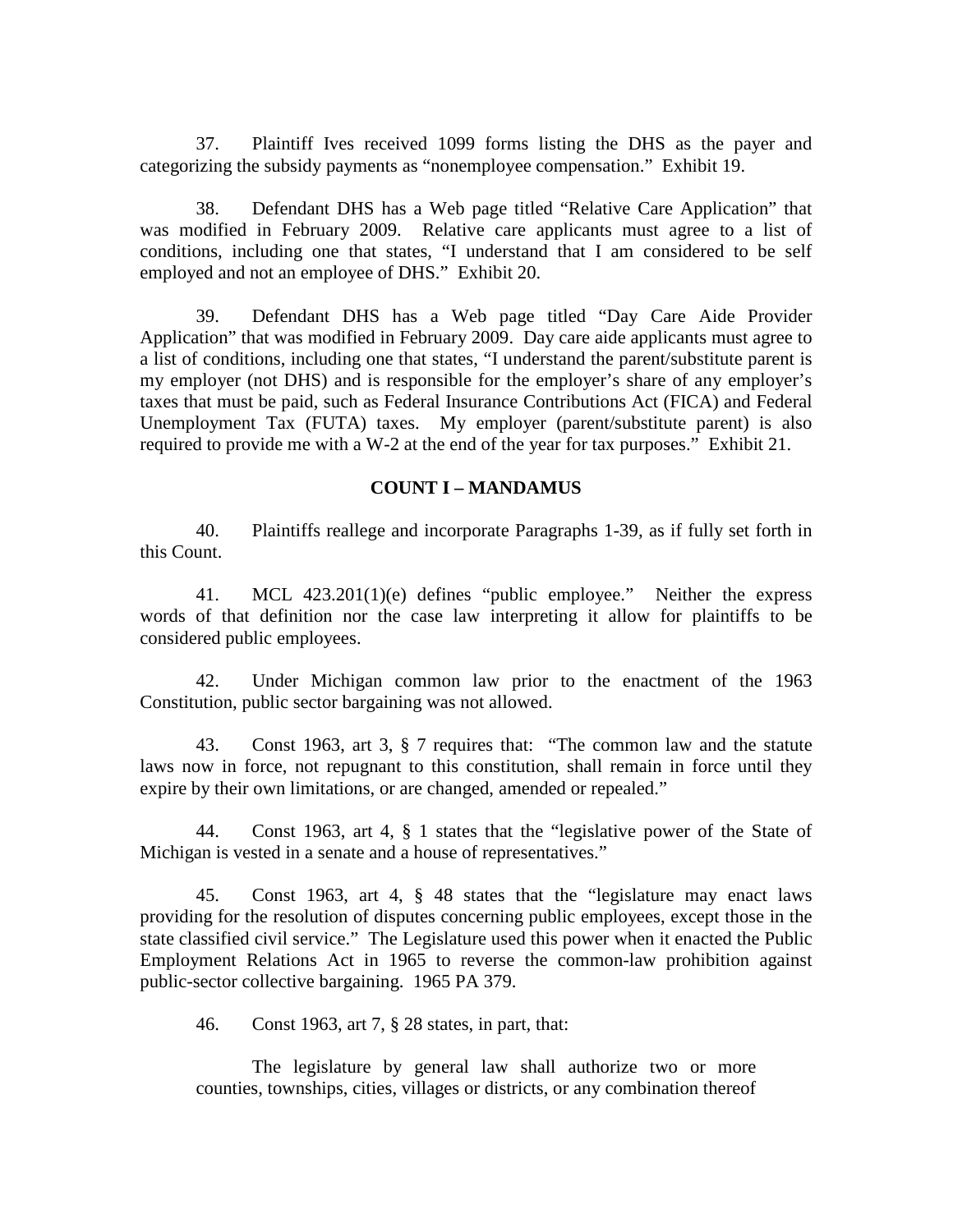37. Plaintiff Ives received 1099 forms listing the DHS as the payer and categorizing the subsidy payments as "nonemployee compensation." Exhibit 19.

38. Defendant DHS has a Web page titled "Relative Care Application" that was modified in February 2009. Relative care applicants must agree to a list of conditions, including one that states, "I understand that I am considered to be self employed and not an employee of DHS." Exhibit 20.

39. Defendant DHS has a Web page titled "Day Care Aide Provider Application" that was modified in February 2009. Day care aide applicants must agree to a list of conditions, including one that states, "I understand the parent/substitute parent is my employer (not DHS) and is responsible for the employer's share of any employer's taxes that must be paid, such as Federal Insurance Contributions Act (FICA) and Federal Unemployment Tax (FUTA) taxes. My employer (parent/substitute parent) is also required to provide me with a W-2 at the end of the year for tax purposes." Exhibit 21.

**COUNT I – MANDAMUS**

40. Plaintiffs reallege and incorporate Paragraphs 1-39, as if fully set forth in this Count.

41. MCL 423.201(1)(e) defines "public employee." Neither the express words of that definition nor the case law interpreting it allow for plaintiffs to be considered public employees.

42. Under Michigan common law prior to the enactment of the 1963 Constitution, public sector bargaining was not allowed.

43. Const 1963, art 3, § 7 requires that: "The common law and the statute laws now in force, not repugnant to this constitution, shall remain in force until they expire by their own limitations, or are changed, amended or repealed."

44. Const 1963, art 4, § 1 states that the "legislative power of the State of Michigan is vested in a senate and a house of representatives."

45. Const 1963, art 4, § 48 states that the "legislature may enact laws providing for the resolution of disputes concerning public employees, except those in the state classified civil service." The Legislature used this power when it enacted the Public Employment Relations Act in 1965 to reverse the common-law prohibition against public-sector collective bargaining. 1965 PA 379.

46. Const 1963, art 7, § 28 states, in part, that:

> The legislature by general law shall authorize two or more counties, townships, cities, villages or districts, or any combination thereof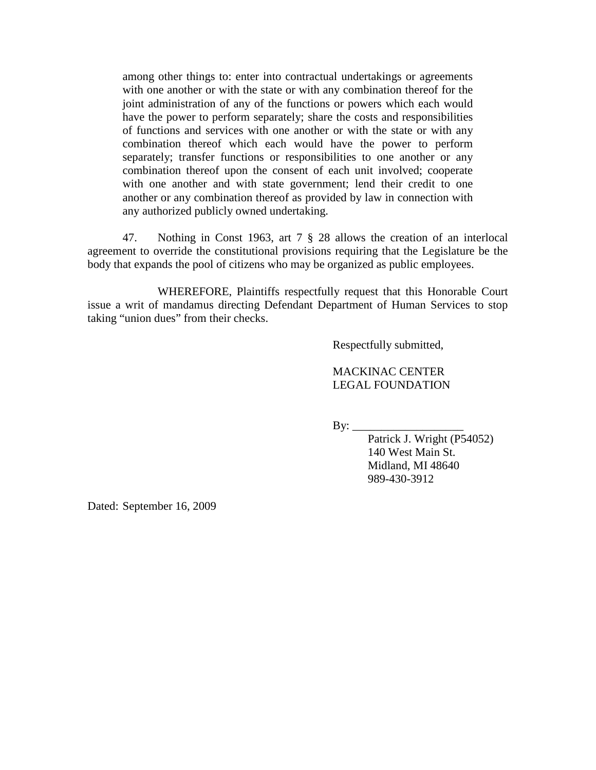> among other things to: enter into contractual undertakings or agreements with one another or with the state or with any combination thereof for the joint administration of any of the functions or powers which each would have the power to perform separately; share the costs and responsibilities of functions and services with one another or with the state or with any combination thereof which each would have the power to perform separately; transfer functions or responsibilities to one another or any combination thereof upon the consent of each unit involved; cooperate with one another and with state government; lend their credit to one another or any combination thereof as provided by law in connection with any authorized publicly owned undertaking.

47. Nothing in Const 1963, art 7 § 28 allows the creation of an interlocal agreement to override the constitutional provisions requiring that the Legislature be the body that expands the pool of citizens who may be organized as public employees.

WHEREFORE, Plaintiffs respectfully request that this Honorable Court issue a writ of mandamus directing Defendant Department of Human Services to stop taking "union dues" from their checks.

Respectfully submitted,

MACKINAC CENTER
LEGAL FOUNDATION

By: ___________________

Patrick J. Wright (P54052)
140 West Main St.
Midland, MI 48640
989-430-3912

Dated: September 16, 2009